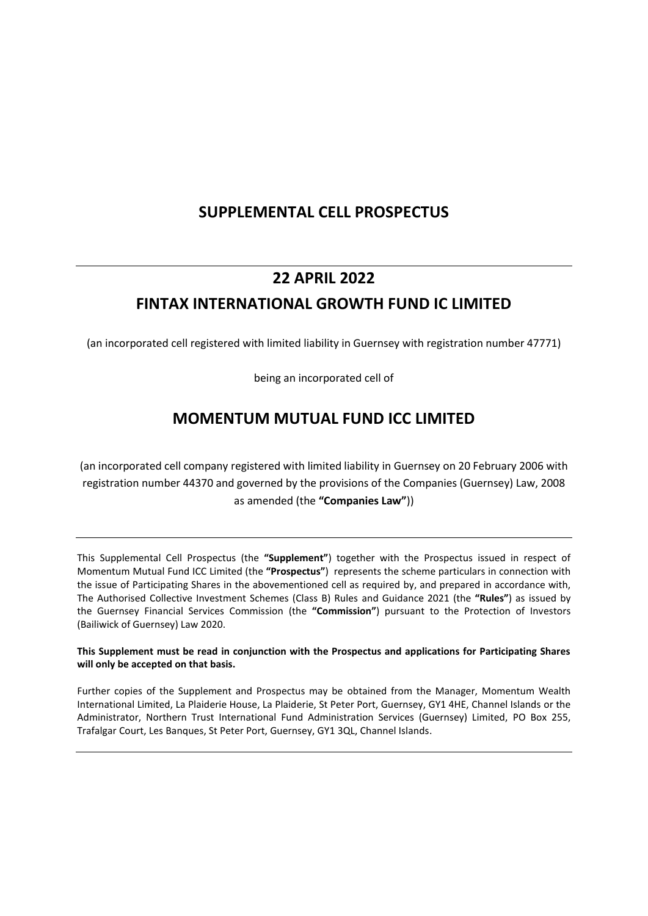# SUPPLEMENTAL CELL PROSPECTUS

---

## 22 APRIL 2022

## FINTAX INTERNATIONAL GROWTH FUND IC LIMITED

(an incorporated cell registered with limited liability in Guernsey with registration number 47771)

being an incorporated cell of

## MOMENTUM MUTUAL FUND ICC LIMITED

(an incorporated cell company registered with limited liability in Guernsey on 20 February 2006 with registration number 44370 and governed by the provisions of the Companies (Guernsey) Law, 2008 as amended (the **"Companies Law"**))

---

This Supplemental Cell Prospectus (the **"Supplement"**) together with the Prospectus issued in respect of Momentum Mutual Fund ICC Limited (the **"Prospectus"**) represents the scheme particulars in connection with the issue of Participating Shares in the abovementioned cell as required by, and prepared in accordance with, The Authorised Collective Investment Schemes (Class B) Rules and Guidance 2021 (the **"Rules"**) as issued by the Guernsey Financial Services Commission (the **"Commission"**) pursuant to the Protection of Investors (Bailiwick of Guernsey) Law 2020.

**This Supplement must be read in conjunction with the Prospectus and applications for Participating Shares will only be accepted on that basis.**

Further copies of the Supplement and Prospectus may be obtained from the Manager, Momentum Wealth International Limited, La Plaiderie House, La Plaiderie, St Peter Port, Guernsey, GY1 4HE, Channel Islands or the Administrator, Northern Trust International Fund Administration Services (Guernsey) Limited, PO Box 255, Trafalgar Court, Les Banques, St Peter Port, Guernsey, GY1 3QL, Channel Islands.

---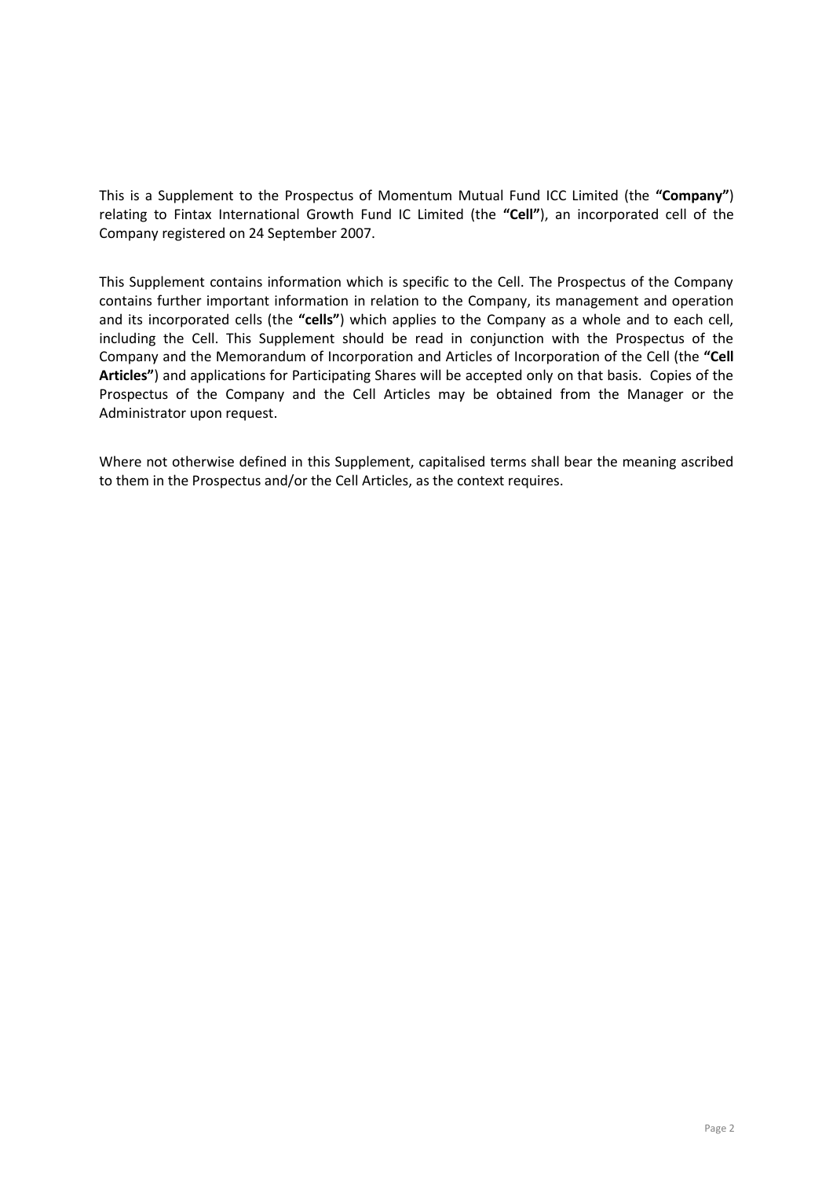This is a Supplement to the Prospectus of Momentum Mutual Fund ICC Limited (the **"Company"**) relating to Fintax International Growth Fund IC Limited (the **"Cell"**), an incorporated cell of the Company registered on 24 September 2007.

This Supplement contains information which is specific to the Cell. The Prospectus of the Company contains further important information in relation to the Company, its management and operation and its incorporated cells (the **"cells"**) which applies to the Company as a whole and to each cell, including the Cell. This Supplement should be read in conjunction with the Prospectus of the Company and the Memorandum of Incorporation and Articles of Incorporation of the Cell (the **"Cell Articles"**) and applications for Participating Shares will be accepted only on that basis. Copies of the Prospectus of the Company and the Cell Articles may be obtained from the Manager or the Administrator upon request.

Where not otherwise defined in this Supplement, capitalised terms shall bear the meaning ascribed to them in the Prospectus and/or the Cell Articles, as the context requires.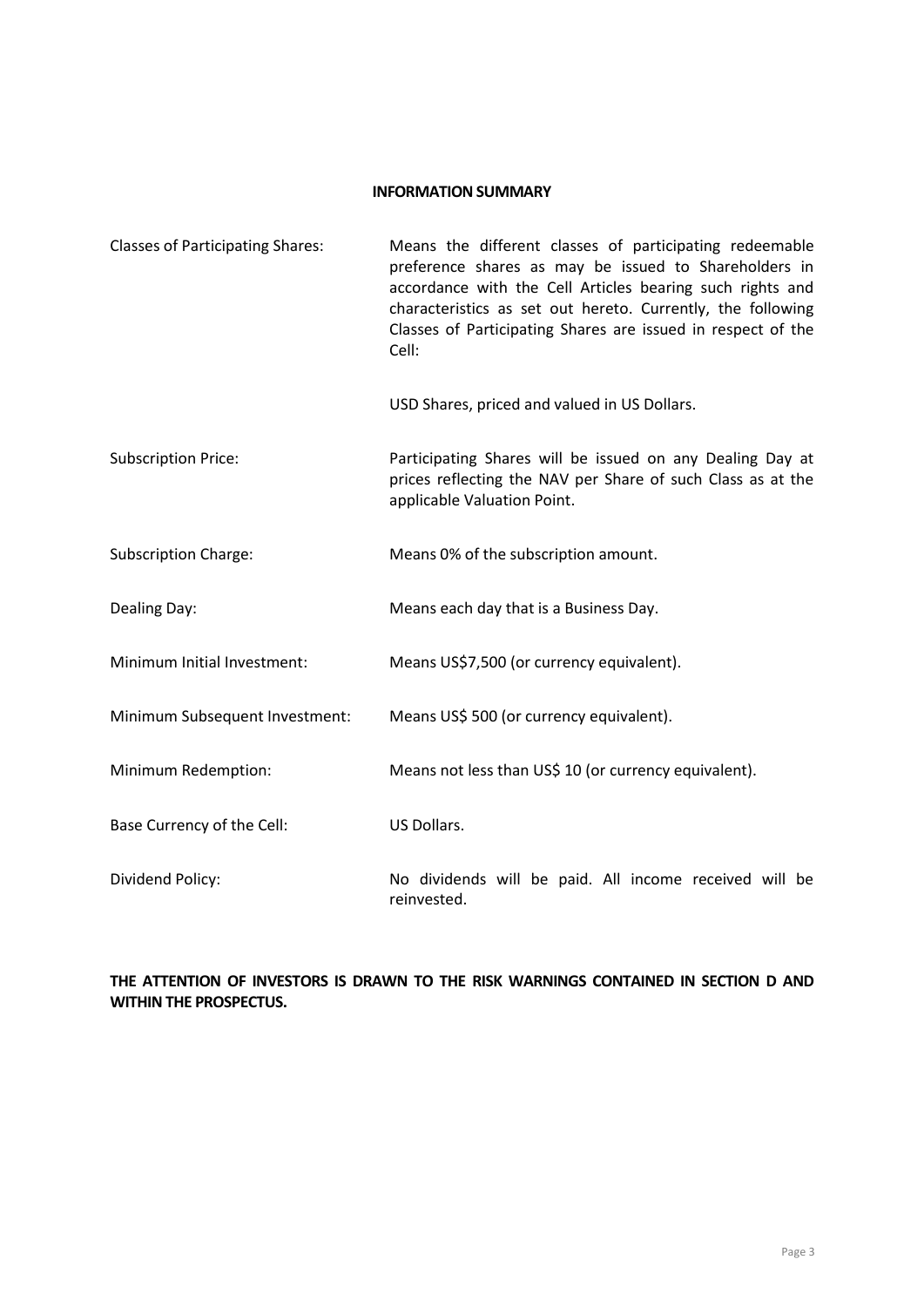## INFORMATION SUMMARY

| | |
|---|---|
| Classes of Participating Shares: | Means the different classes of participating redeemable preference shares as may be issued to Shareholders in accordance with the Cell Articles bearing such rights and characteristics as set out hereto. Currently, the following Classes of Participating Shares are issued in respect of the Cell:<br><br>USD Shares, priced and valued in US Dollars. |
| Subscription Price: | Participating Shares will be issued on any Dealing Day at prices reflecting the NAV per Share of such Class as at the applicable Valuation Point. |
| Subscription Charge: | Means 0% of the subscription amount. |
| Dealing Day: | Means each day that is a Business Day. |
| Minimum Initial Investment: | Means US$7,500 (or currency equivalent). |
| Minimum Subsequent Investment: | Means US$ 500 (or currency equivalent). |
| Minimum Redemption: | Means not less than US$ 10 (or currency equivalent). |
| Base Currency of the Cell: | US Dollars. |
| Dividend Policy: | No dividends will be paid. All income received will be reinvested. |

**THE ATTENTION OF INVESTORS IS DRAWN TO THE RISK WARNINGS CONTAINED IN SECTION D AND WITHIN THE PROSPECTUS.**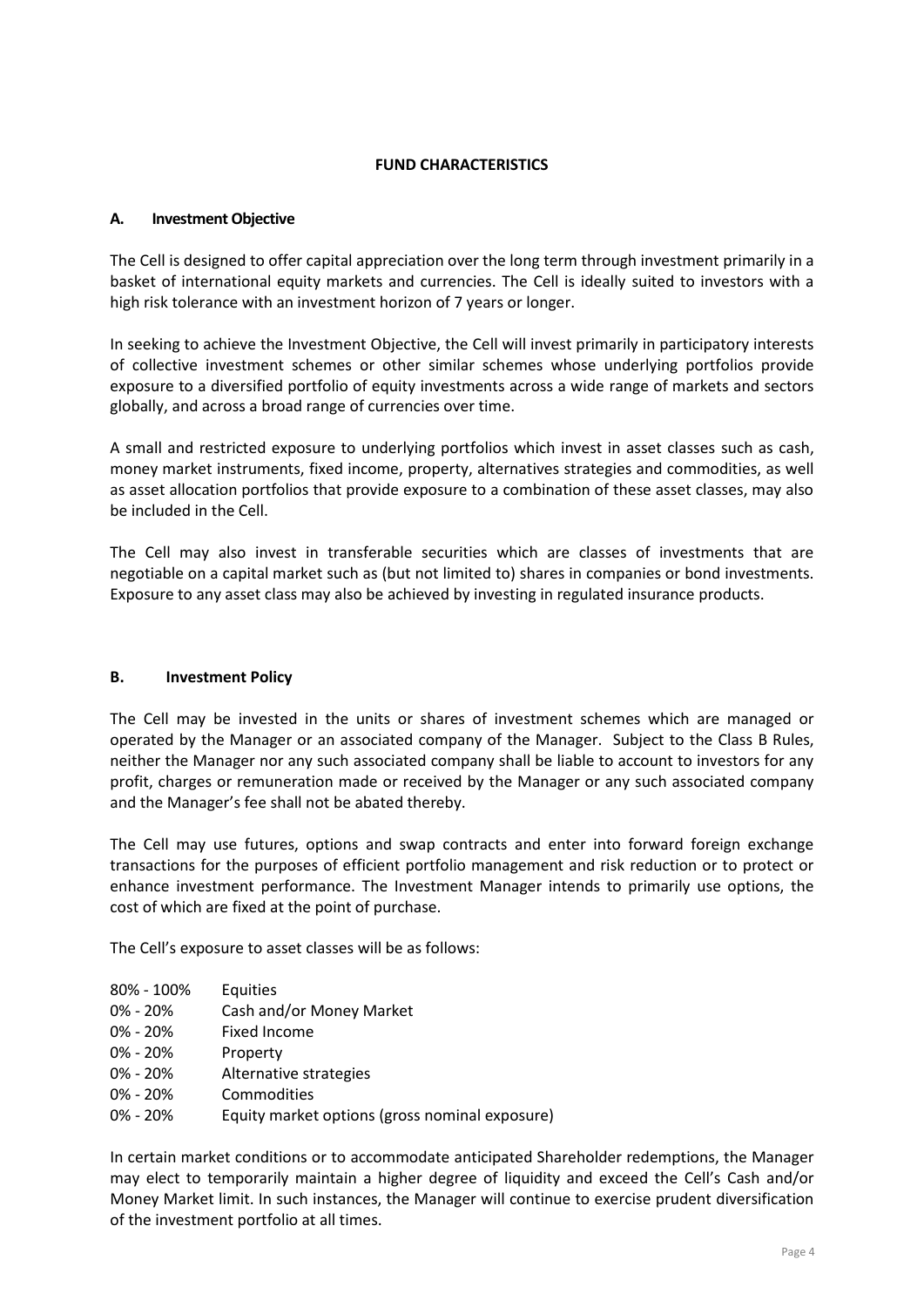# FUND CHARACTERISTICS

## A. Investment Objective

The Cell is designed to offer capital appreciation over the long term through investment primarily in a basket of international equity markets and currencies. The Cell is ideally suited to investors with a high risk tolerance with an investment horizon of 7 years or longer.

In seeking to achieve the Investment Objective, the Cell will invest primarily in participatory interests of collective investment schemes or other similar schemes whose underlying portfolios provide exposure to a diversified portfolio of equity investments across a wide range of markets and sectors globally, and across a broad range of currencies over time.

A small and restricted exposure to underlying portfolios which invest in asset classes such as cash, money market instruments, fixed income, property, alternatives strategies and commodities, as well as asset allocation portfolios that provide exposure to a combination of these asset classes, may also be included in the Cell.

The Cell may also invest in transferable securities which are classes of investments that are negotiable on a capital market such as (but not limited to) shares in companies or bond investments. Exposure to any asset class may also be achieved by investing in regulated insurance products.

## B. Investment Policy

The Cell may be invested in the units or shares of investment schemes which are managed or operated by the Manager or an associated company of the Manager. Subject to the Class B Rules, neither the Manager nor any such associated company shall be liable to account to investors for any profit, charges or remuneration made or received by the Manager or any such associated company and the Manager's fee shall not be abated thereby.

The Cell may use futures, options and swap contracts and enter into forward foreign exchange transactions for the purposes of efficient portfolio management and risk reduction or to protect or enhance investment performance. The Investment Manager intends to primarily use options, the cost of which are fixed at the point of purchase.

The Cell's exposure to asset classes will be as follows:

| | |
|---|---|
| 80% - 100% | Equities |
| 0% - 20% | Cash and/or Money Market |
| 0% - 20% | Fixed Income |
| 0% - 20% | Property |
| 0% - 20% | Alternative strategies |
| 0% - 20% | Commodities |
| 0% - 20% | Equity market options (gross nominal exposure) |

In certain market conditions or to accommodate anticipated Shareholder redemptions, the Manager may elect to temporarily maintain a higher degree of liquidity and exceed the Cell's Cash and/or Money Market limit. In such instances, the Manager will continue to exercise prudent diversification of the investment portfolio at all times.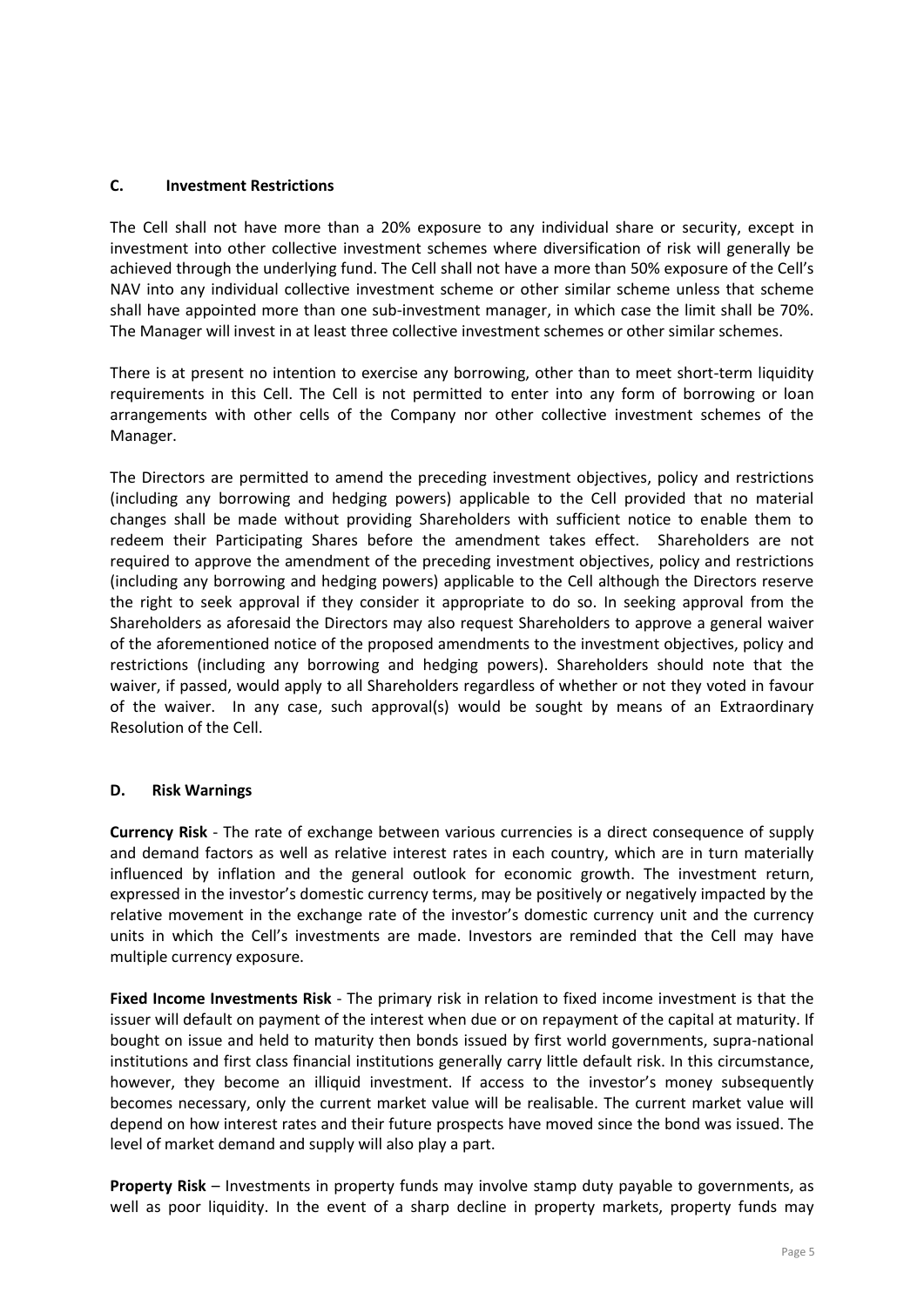### C. Investment Restrictions

The Cell shall not have more than a 20% exposure to any individual share or security, except in investment into other collective investment schemes where diversification of risk will generally be achieved through the underlying fund. The Cell shall not have a more than 50% exposure of the Cell's NAV into any individual collective investment scheme or other similar scheme unless that scheme shall have appointed more than one sub-investment manager, in which case the limit shall be 70%. The Manager will invest in at least three collective investment schemes or other similar schemes.

There is at present no intention to exercise any borrowing, other than to meet short-term liquidity requirements in this Cell. The Cell is not permitted to enter into any form of borrowing or loan arrangements with other cells of the Company nor other collective investment schemes of the Manager.

The Directors are permitted to amend the preceding investment objectives, policy and restrictions (including any borrowing and hedging powers) applicable to the Cell provided that no material changes shall be made without providing Shareholders with sufficient notice to enable them to redeem their Participating Shares before the amendment takes effect. Shareholders are not required to approve the amendment of the preceding investment objectives, policy and restrictions (including any borrowing and hedging powers) applicable to the Cell although the Directors reserve the right to seek approval if they consider it appropriate to do so. In seeking approval from the Shareholders as aforesaid the Directors may also request Shareholders to approve a general waiver of the aforementioned notice of the proposed amendments to the investment objectives, policy and restrictions (including any borrowing and hedging powers). Shareholders should note that the waiver, if passed, would apply to all Shareholders regardless of whether or not they voted in favour of the waiver. In any case, such approval(s) would be sought by means of an Extraordinary Resolution of the Cell.

### D. Risk Warnings

**Currency Risk** - The rate of exchange between various currencies is a direct consequence of supply and demand factors as well as relative interest rates in each country, which are in turn materially influenced by inflation and the general outlook for economic growth. The investment return, expressed in the investor's domestic currency terms, may be positively or negatively impacted by the relative movement in the exchange rate of the investor's domestic currency unit and the currency units in which the Cell's investments are made. Investors are reminded that the Cell may have multiple currency exposure.

**Fixed Income Investments Risk** - The primary risk in relation to fixed income investment is that the issuer will default on payment of the interest when due or on repayment of the capital at maturity. If bought on issue and held to maturity then bonds issued by first world governments, supra-national institutions and first class financial institutions generally carry little default risk. In this circumstance, however, they become an illiquid investment. If access to the investor's money subsequently becomes necessary, only the current market value will be realisable. The current market value will depend on how interest rates and their future prospects have moved since the bond was issued. The level of market demand and supply will also play a part.

**Property Risk** – Investments in property funds may involve stamp duty payable to governments, as well as poor liquidity. In the event of a sharp decline in property markets, property funds may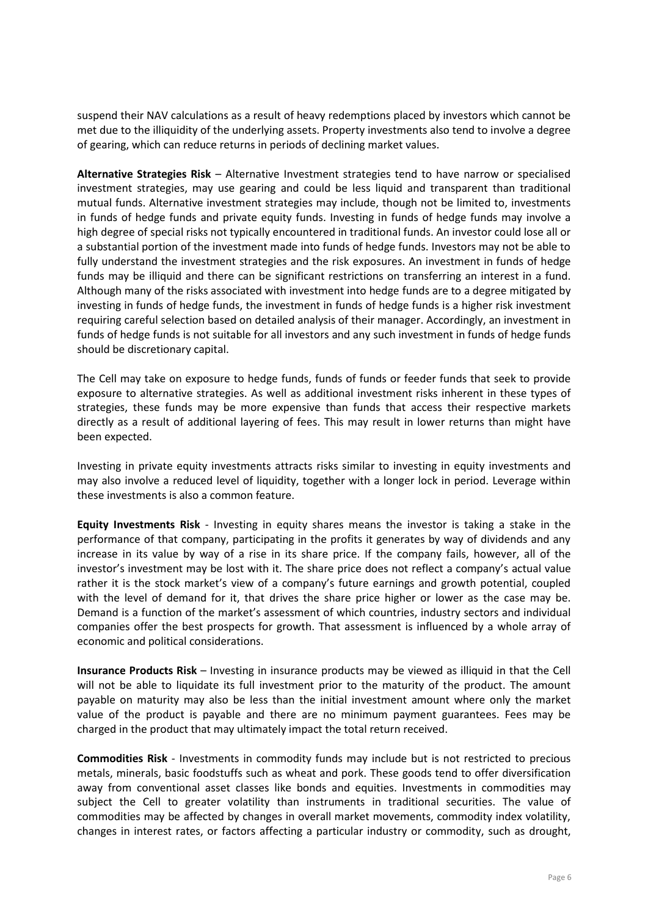suspend their NAV calculations as a result of heavy redemptions placed by investors which cannot be met due to the illiquidity of the underlying assets. Property investments also tend to involve a degree of gearing, which can reduce returns in periods of declining market values.

**Alternative Strategies Risk** – Alternative Investment strategies tend to have narrow or specialised investment strategies, may use gearing and could be less liquid and transparent than traditional mutual funds. Alternative investment strategies may include, though not be limited to, investments in funds of hedge funds and private equity funds. Investing in funds of hedge funds may involve a high degree of special risks not typically encountered in traditional funds. An investor could lose all or a substantial portion of the investment made into funds of hedge funds. Investors may not be able to fully understand the investment strategies and the risk exposures. An investment in funds of hedge funds may be illiquid and there can be significant restrictions on transferring an interest in a fund. Although many of the risks associated with investment into hedge funds are to a degree mitigated by investing in funds of hedge funds, the investment in funds of hedge funds is a higher risk investment requiring careful selection based on detailed analysis of their manager. Accordingly, an investment in funds of hedge funds is not suitable for all investors and any such investment in funds of hedge funds should be discretionary capital.

The Cell may take on exposure to hedge funds, funds of funds or feeder funds that seek to provide exposure to alternative strategies. As well as additional investment risks inherent in these types of strategies, these funds may be more expensive than funds that access their respective markets directly as a result of additional layering of fees. This may result in lower returns than might have been expected.

Investing in private equity investments attracts risks similar to investing in equity investments and may also involve a reduced level of liquidity, together with a longer lock in period. Leverage within these investments is also a common feature.

**Equity Investments Risk** - Investing in equity shares means the investor is taking a stake in the performance of that company, participating in the profits it generates by way of dividends and any increase in its value by way of a rise in its share price. If the company fails, however, all of the investor's investment may be lost with it. The share price does not reflect a company's actual value rather it is the stock market's view of a company's future earnings and growth potential, coupled with the level of demand for it, that drives the share price higher or lower as the case may be. Demand is a function of the market's assessment of which countries, industry sectors and individual companies offer the best prospects for growth. That assessment is influenced by a whole array of economic and political considerations.

**Insurance Products Risk** – Investing in insurance products may be viewed as illiquid in that the Cell will not be able to liquidate its full investment prior to the maturity of the product. The amount payable on maturity may also be less than the initial investment amount where only the market value of the product is payable and there are no minimum payment guarantees. Fees may be charged in the product that may ultimately impact the total return received.

**Commodities Risk** - Investments in commodity funds may include but is not restricted to precious metals, minerals, basic foodstuffs such as wheat and pork. These goods tend to offer diversification away from conventional asset classes like bonds and equities. Investments in commodities may subject the Cell to greater volatility than instruments in traditional securities. The value of commodities may be affected by changes in overall market movements, commodity index volatility, changes in interest rates, or factors affecting a particular industry or commodity, such as drought,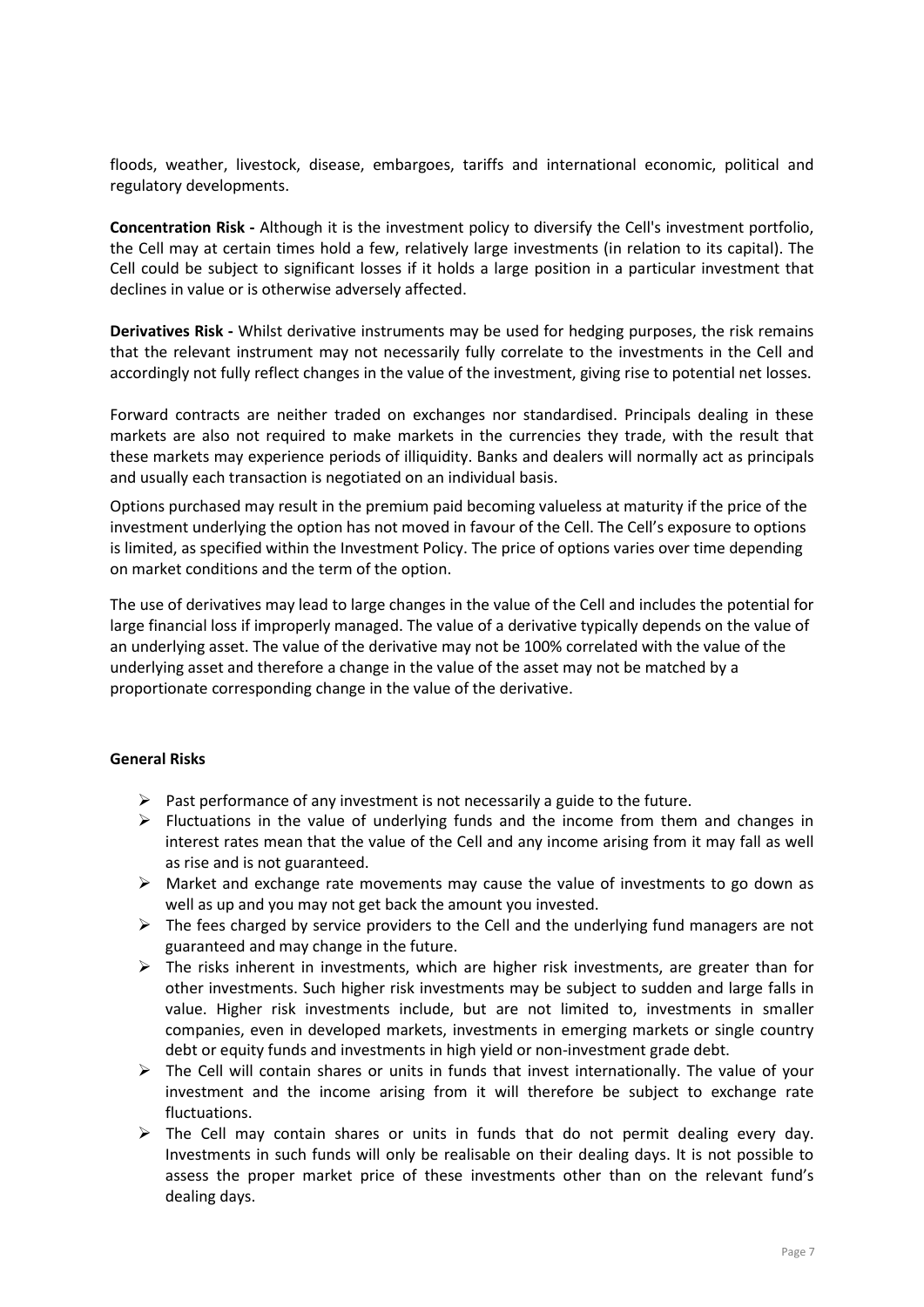floods, weather, livestock, disease, embargoes, tariffs and international economic, political and regulatory developments.

**Concentration Risk -** Although it is the investment policy to diversify the Cell's investment portfolio, the Cell may at certain times hold a few, relatively large investments (in relation to its capital). The Cell could be subject to significant losses if it holds a large position in a particular investment that declines in value or is otherwise adversely affected.

**Derivatives Risk -** Whilst derivative instruments may be used for hedging purposes, the risk remains that the relevant instrument may not necessarily fully correlate to the investments in the Cell and accordingly not fully reflect changes in the value of the investment, giving rise to potential net losses.

Forward contracts are neither traded on exchanges nor standardised. Principals dealing in these markets are also not required to make markets in the currencies they trade, with the result that these markets may experience periods of illiquidity. Banks and dealers will normally act as principals and usually each transaction is negotiated on an individual basis.

Options purchased may result in the premium paid becoming valueless at maturity if the price of the investment underlying the option has not moved in favour of the Cell. The Cell's exposure to options is limited, as specified within the Investment Policy. The price of options varies over time depending on market conditions and the term of the option.

The use of derivatives may lead to large changes in the value of the Cell and includes the potential for large financial loss if improperly managed. The value of a derivative typically depends on the value of an underlying asset. The value of the derivative may not be 100% correlated with the value of the underlying asset and therefore a change in the value of the asset may not be matched by a proportionate corresponding change in the value of the derivative.

**General Risks**

- Past performance of any investment is not necessarily a guide to the future.
- Fluctuations in the value of underlying funds and the income from them and changes in interest rates mean that the value of the Cell and any income arising from it may fall as well as rise and is not guaranteed.
- Market and exchange rate movements may cause the value of investments to go down as well as up and you may not get back the amount you invested.
- The fees charged by service providers to the Cell and the underlying fund managers are not guaranteed and may change in the future.
- The risks inherent in investments, which are higher risk investments, are greater than for other investments. Such higher risk investments may be subject to sudden and large falls in value. Higher risk investments include, but are not limited to, investments in smaller companies, even in developed markets, investments in emerging markets or single country debt or equity funds and investments in high yield or non-investment grade debt.
- The Cell will contain shares or units in funds that invest internationally. The value of your investment and the income arising from it will therefore be subject to exchange rate fluctuations.
- The Cell may contain shares or units in funds that do not permit dealing every day. Investments in such funds will only be realisable on their dealing days. It is not possible to assess the proper market price of these investments other than on the relevant fund's dealing days.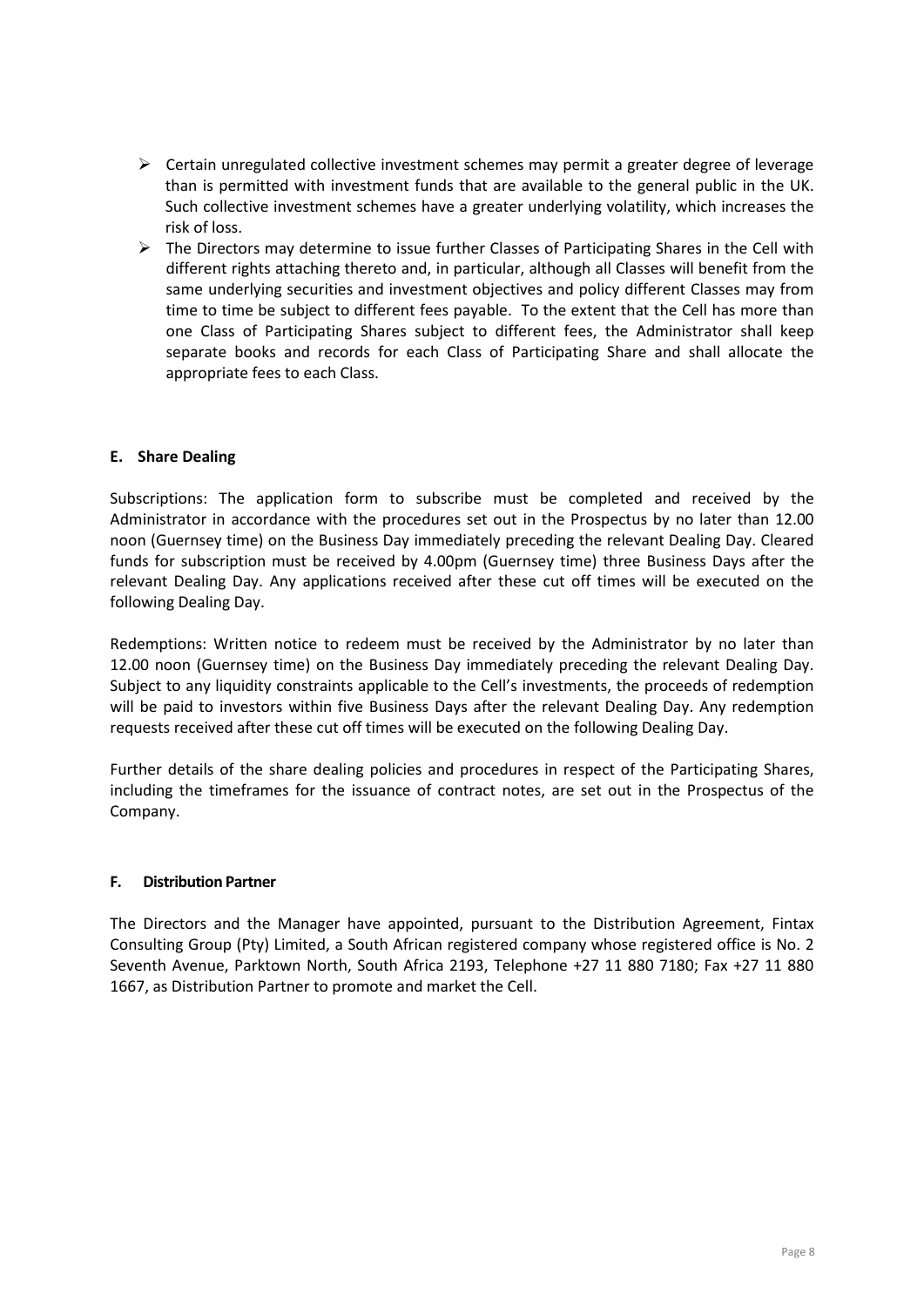- Certain unregulated collective investment schemes may permit a greater degree of leverage than is permitted with investment funds that are available to the general public in the UK. Such collective investment schemes have a greater underlying volatility, which increases the risk of loss.
- The Directors may determine to issue further Classes of Participating Shares in the Cell with different rights attaching thereto and, in particular, although all Classes will benefit from the same underlying securities and investment objectives and policy different Classes may from time to time be subject to different fees payable. To the extent that the Cell has more than one Class of Participating Shares subject to different fees, the Administrator shall keep separate books and records for each Class of Participating Share and shall allocate the appropriate fees to each Class.

## E. Share Dealing

Subscriptions: The application form to subscribe must be completed and received by the Administrator in accordance with the procedures set out in the Prospectus by no later than 12.00 noon (Guernsey time) on the Business Day immediately preceding the relevant Dealing Day. Cleared funds for subscription must be received by 4.00pm (Guernsey time) three Business Days after the relevant Dealing Day. Any applications received after these cut off times will be executed on the following Dealing Day.

Redemptions: Written notice to redeem must be received by the Administrator by no later than 12.00 noon (Guernsey time) on the Business Day immediately preceding the relevant Dealing Day. Subject to any liquidity constraints applicable to the Cell's investments, the proceeds of redemption will be paid to investors within five Business Days after the relevant Dealing Day. Any redemption requests received after these cut off times will be executed on the following Dealing Day.

Further details of the share dealing policies and procedures in respect of the Participating Shares, including the timeframes for the issuance of contract notes, are set out in the Prospectus of the Company.

## F. Distribution Partner

The Directors and the Manager have appointed, pursuant to the Distribution Agreement, Fintax Consulting Group (Pty) Limited, a South African registered company whose registered office is No. 2 Seventh Avenue, Parktown North, South Africa 2193, Telephone +27 11 880 7180; Fax +27 11 880 1667, as Distribution Partner to promote and market the Cell.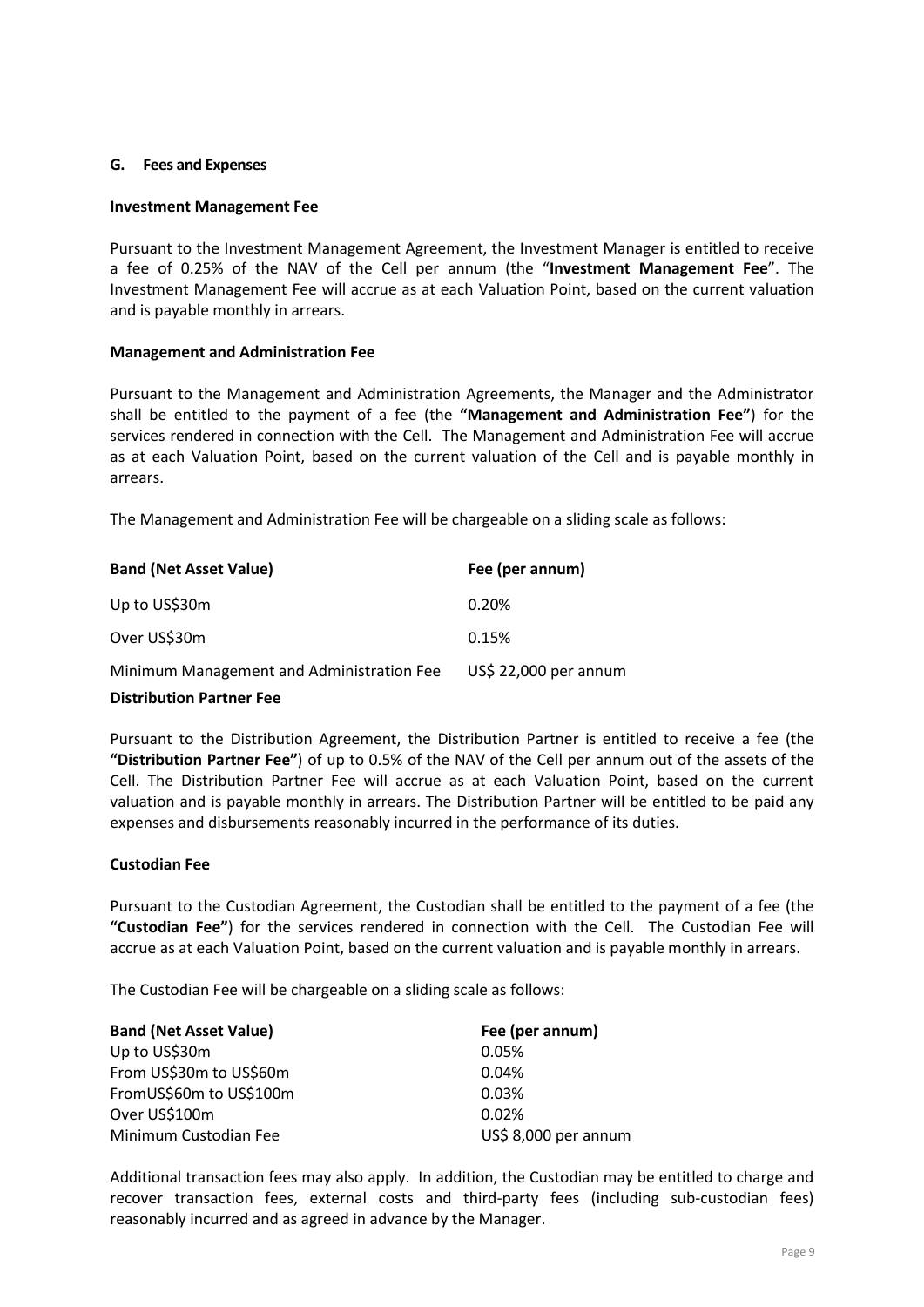## G. Fees and Expenses

### Investment Management Fee

Pursuant to the Investment Management Agreement, the Investment Manager is entitled to receive a fee of 0.25% of the NAV of the Cell per annum (the "**Investment Management Fee**". The Investment Management Fee will accrue as at each Valuation Point, based on the current valuation and is payable monthly in arrears.

### Management and Administration Fee

Pursuant to the Management and Administration Agreements, the Manager and the Administrator shall be entitled to the payment of a fee (the **"Management and Administration Fee"**) for the services rendered in connection with the Cell. The Management and Administration Fee will accrue as at each Valuation Point, based on the current valuation of the Cell and is payable monthly in arrears.

The Management and Administration Fee will be chargeable on a sliding scale as follows:

| Band (Net Asset Value) | Fee (per annum) |
| --- | --- |
| Up to US$30m | 0.20% |
| Over US$30m | 0.15% |
| Minimum Management and Administration Fee | US$ 22,000 per annum |

### Distribution Partner Fee

Pursuant to the Distribution Agreement, the Distribution Partner is entitled to receive a fee (the **"Distribution Partner Fee"**) of up to 0.5% of the NAV of the Cell per annum out of the assets of the Cell. The Distribution Partner Fee will accrue as at each Valuation Point, based on the current valuation and is payable monthly in arrears. The Distribution Partner will be entitled to be paid any expenses and disbursements reasonably incurred in the performance of its duties.

### Custodian Fee

Pursuant to the Custodian Agreement, the Custodian shall be entitled to the payment of a fee (the **"Custodian Fee"**) for the services rendered in connection with the Cell. The Custodian Fee will accrue as at each Valuation Point, based on the current valuation and is payable monthly in arrears.

The Custodian Fee will be chargeable on a sliding scale as follows:

| Band (Net Asset Value) | Fee (per annum) |
| --- | --- |
| Up to US$30m | 0.05% |
| From US$30m to US$60m | 0.04% |
| FromUS$60m to US$100m | 0.03% |
| Over US$100m | 0.02% |
| Minimum Custodian Fee | US$ 8,000 per annum |

Additional transaction fees may also apply. In addition, the Custodian may be entitled to charge and recover transaction fees, external costs and third-party fees (including sub-custodian fees) reasonably incurred and as agreed in advance by the Manager.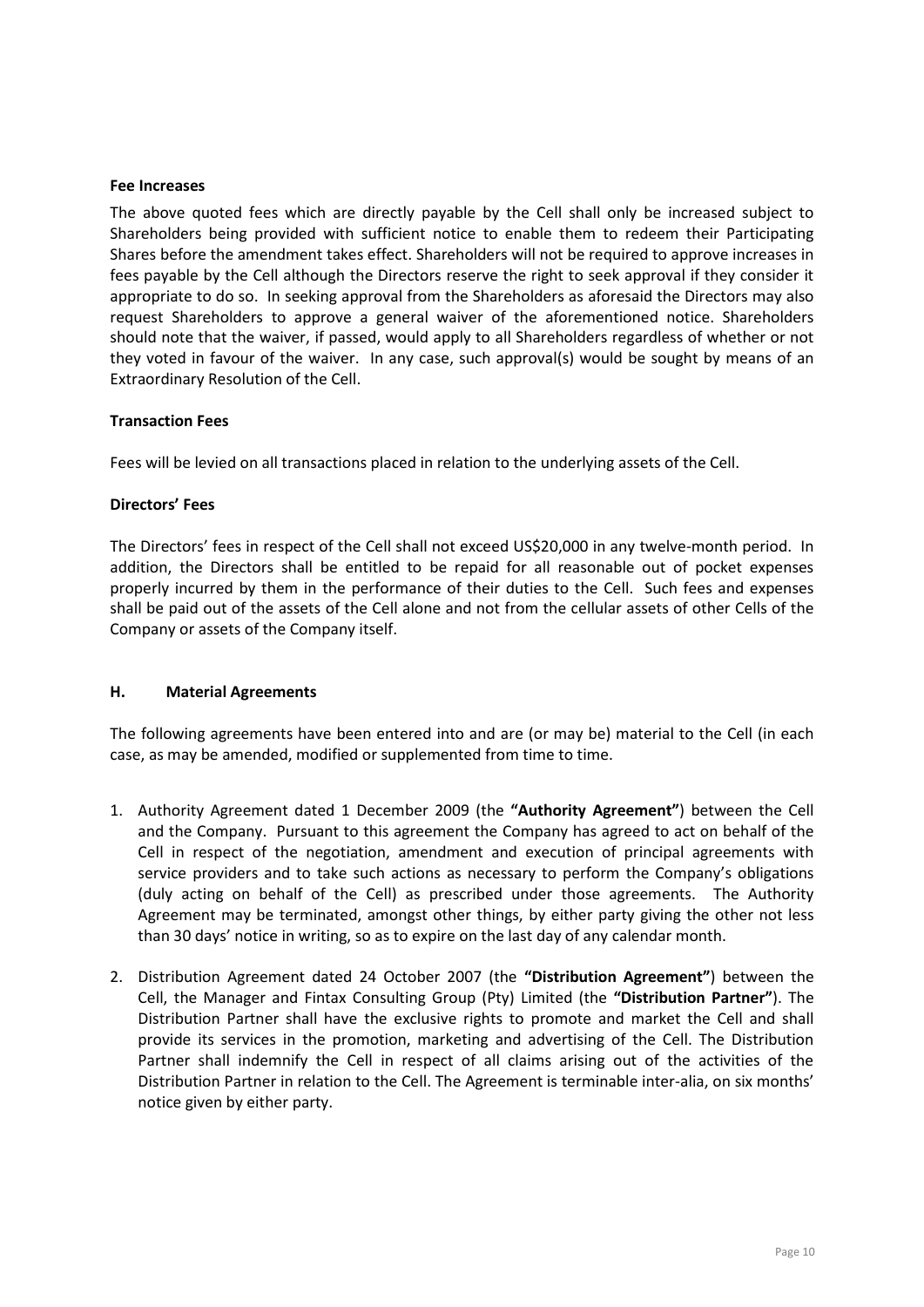**Fee Increases**

The above quoted fees which are directly payable by the Cell shall only be increased subject to Shareholders being provided with sufficient notice to enable them to redeem their Participating Shares before the amendment takes effect. Shareholders will not be required to approve increases in fees payable by the Cell although the Directors reserve the right to seek approval if they consider it appropriate to do so. In seeking approval from the Shareholders as aforesaid the Directors may also request Shareholders to approve a general waiver of the aforementioned notice. Shareholders should note that the waiver, if passed, would apply to all Shareholders regardless of whether or not they voted in favour of the waiver. In any case, such approval(s) would be sought by means of an Extraordinary Resolution of the Cell.

**Transaction Fees**

Fees will be levied on all transactions placed in relation to the underlying assets of the Cell.

**Directors' Fees**

The Directors' fees in respect of the Cell shall not exceed US$20,000 in any twelve-month period. In addition, the Directors shall be entitled to be repaid for all reasonable out of pocket expenses properly incurred by them in the performance of their duties to the Cell. Such fees and expenses shall be paid out of the assets of the Cell alone and not from the cellular assets of other Cells of the Company or assets of the Company itself.

## H. Material Agreements

The following agreements have been entered into and are (or may be) material to the Cell (in each case, as may be amended, modified or supplemented from time to time.

1. Authority Agreement dated 1 December 2009 (the **"Authority Agreement"**) between the Cell and the Company. Pursuant to this agreement the Company has agreed to act on behalf of the Cell in respect of the negotiation, amendment and execution of principal agreements with service providers and to take such actions as necessary to perform the Company's obligations (duly acting on behalf of the Cell) as prescribed under those agreements. The Authority Agreement may be terminated, amongst other things, by either party giving the other not less than 30 days' notice in writing, so as to expire on the last day of any calendar month.

2. Distribution Agreement dated 24 October 2007 (the **"Distribution Agreement"**) between the Cell, the Manager and Fintax Consulting Group (Pty) Limited (the **"Distribution Partner"**). The Distribution Partner shall have the exclusive rights to promote and market the Cell and shall provide its services in the promotion, marketing and advertising of the Cell. The Distribution Partner shall indemnify the Cell in respect of all claims arising out of the activities of the Distribution Partner in relation to the Cell. The Agreement is terminable inter-alia, on six months' notice given by either party.